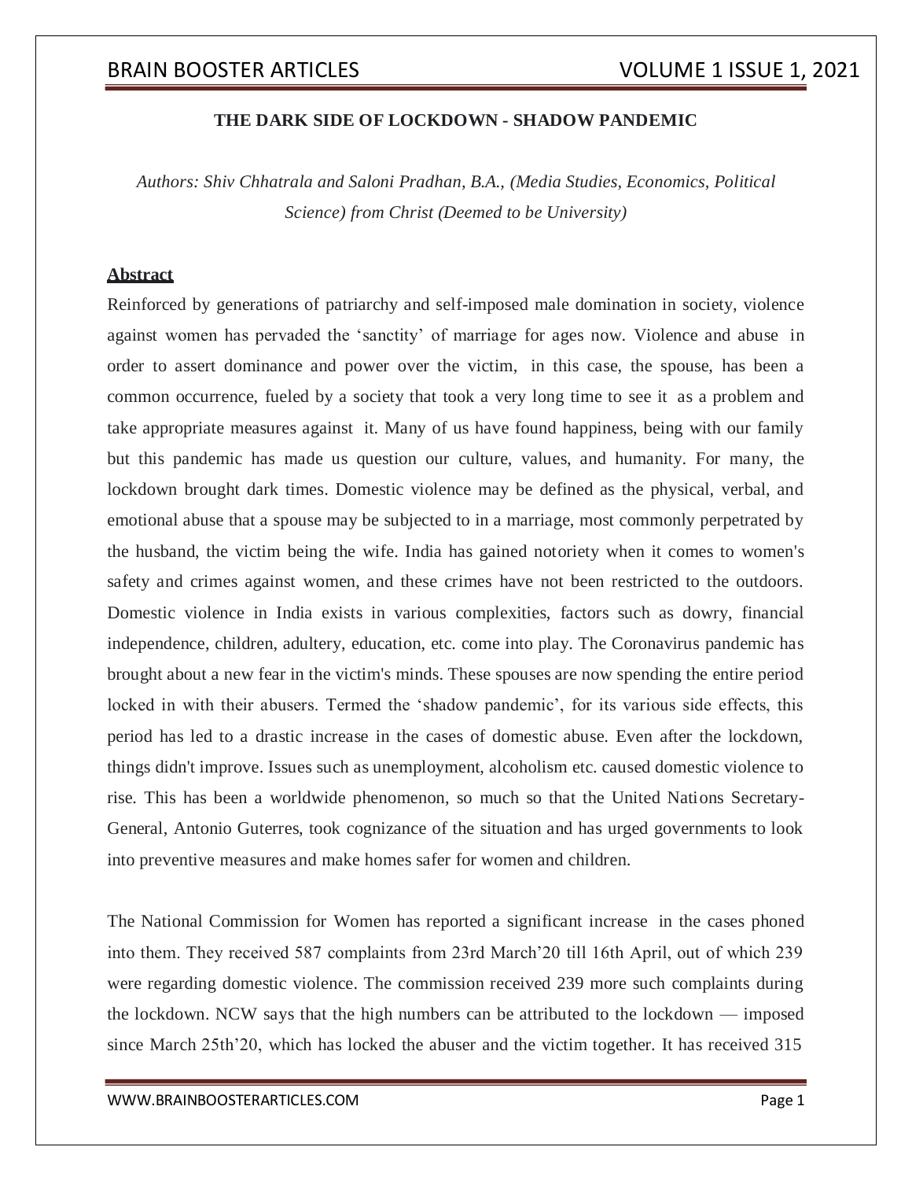# THE DARK SIDE OF LOCKDOWN - SHADOW PANDEMIC

*Authors: Shiv Chhatrala and Saloni Pradhan, B.A., (Media Studies, Economics, Political Science) from Christ (Deemed to be University)*

## Abstract

Reinforced by generations of patriarchy and self-imposed male domination in society, violence against women has pervaded the 'sanctity' of marriage for ages now. Violence and abuse in order to assert dominance and power over the victim, in this case, the spouse, has been a common occurrence, fueled by a society that took a very long time to see it as a problem and take appropriate measures against it. Many of us have found happiness, being with our family but this pandemic has made us question our culture, values, and humanity. For many, the lockdown brought dark times. Domestic violence may be defined as the physical, verbal, and emotional abuse that a spouse may be subjected to in a marriage, most commonly perpetrated by the husband, the victim being the wife. India has gained notoriety when it comes to women's safety and crimes against women, and these crimes have not been restricted to the outdoors. Domestic violence in India exists in various complexities, factors such as dowry, financial independence, children, adultery, education, etc. come into play. The Coronavirus pandemic has brought about a new fear in the victim's minds. These spouses are now spending the entire period locked in with their abusers. Termed the 'shadow pandemic', for its various side effects, this period has led to a drastic increase in the cases of domestic abuse. Even after the lockdown, things didn't improve. Issues such as unemployment, alcoholism etc. caused domestic violence to rise. This has been a worldwide phenomenon, so much so that the United Nations Secretary-General, Antonio Guterres, took cognizance of the situation and has urged governments to look into preventive measures and make homes safer for women and children.

The National Commission for Women has reported a significant increase in the cases phoned into them. They received 587 complaints from 23rd March'20 till 16th April, out of which 239 were regarding domestic violence. The commission received 239 more such complaints during the lockdown. NCW says that the high numbers can be attributed to the lockdown — imposed since March 25th'20, which has locked the abuser and the victim together. It has received 315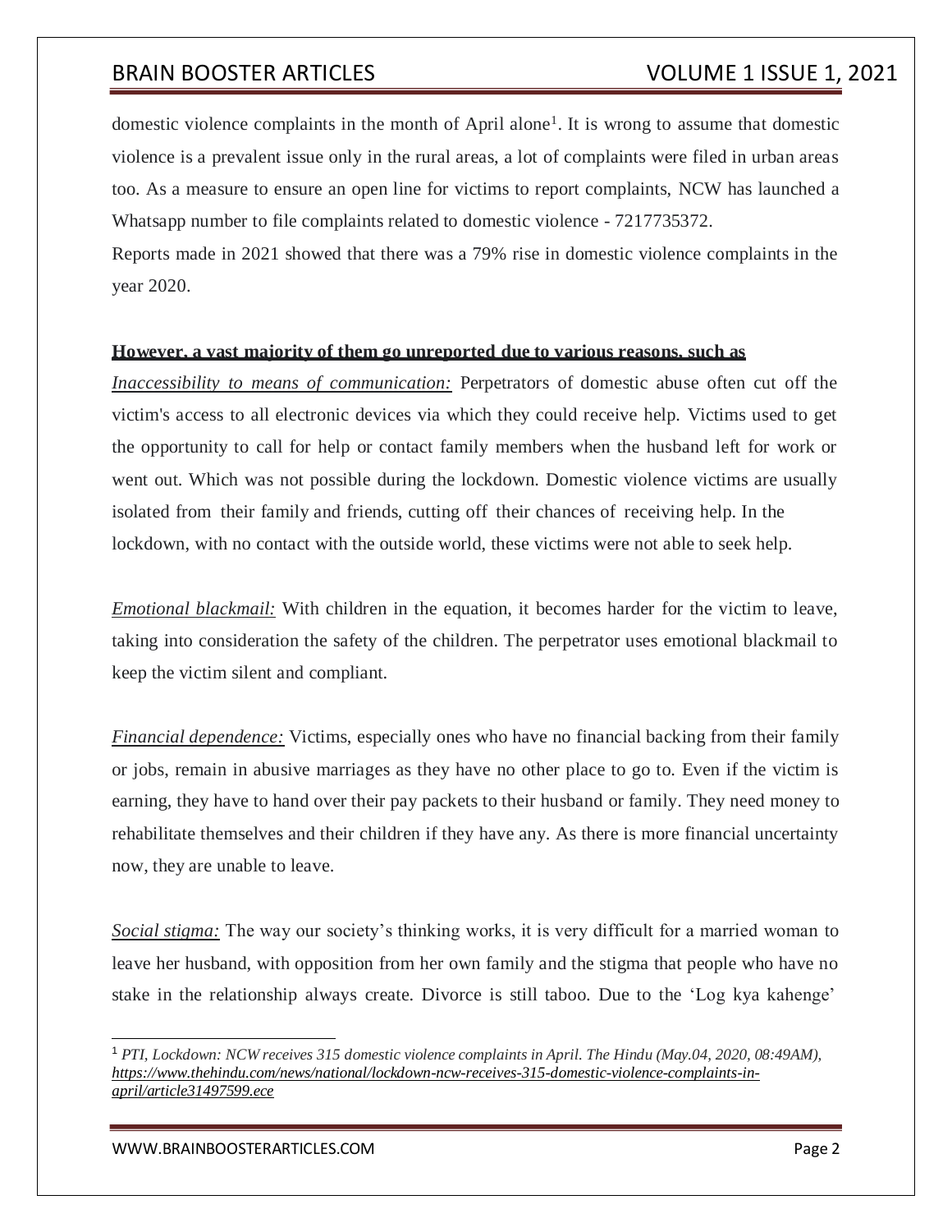domestic violence complaints in the month of April alone[1]. It is wrong to assume that domestic violence is a prevalent issue only in the rural areas, a lot of complaints were filed in urban areas too. As a measure to ensure an open line for victims to report complaints, NCW has launched a Whatsapp number to file complaints related to domestic violence - 7217735372.

Reports made in 2021 showed that there was a 79% rise in domestic violence complaints in the year 2020.

**However, a vast majority of them go unreported due to various reasons, such as**

*Inaccessibility to means of communication:* Perpetrators of domestic abuse often cut off the victim's access to all electronic devices via which they could receive help. Victims used to get the opportunity to call for help or contact family members when the husband left for work or went out. Which was not possible during the lockdown. Domestic violence victims are usually isolated from their family and friends, cutting off their chances of receiving help. In the lockdown, with no contact with the outside world, these victims were not able to seek help.

*Emotional blackmail:* With children in the equation, it becomes harder for the victim to leave, taking into consideration the safety of the children. The perpetrator uses emotional blackmail to keep the victim silent and compliant.

*Financial dependence:* Victims, especially ones who have no financial backing from their family or jobs, remain in abusive marriages as they have no other place to go to. Even if the victim is earning, they have to hand over their pay packets to their husband or family. They need money to rehabilitate themselves and their children if they have any. As there is more financial uncertainty now, they are unable to leave.

*Social stigma:* The way our society's thinking works, it is very difficult for a married woman to leave her husband, with opposition from her own family and the stigma that people who have no stake in the relationship always create. Divorce is still taboo. Due to the 'Log kya kahenge'

---

[1] *PTI, Lockdown: NCW receives 315 domestic violence complaints in April. The Hindu (May.04, 2020, 08:49AM), https://www.thehindu.com/news/national/lockdown-ncw-receives-315-domestic-violence-complaints-in-april/article31497599.ece*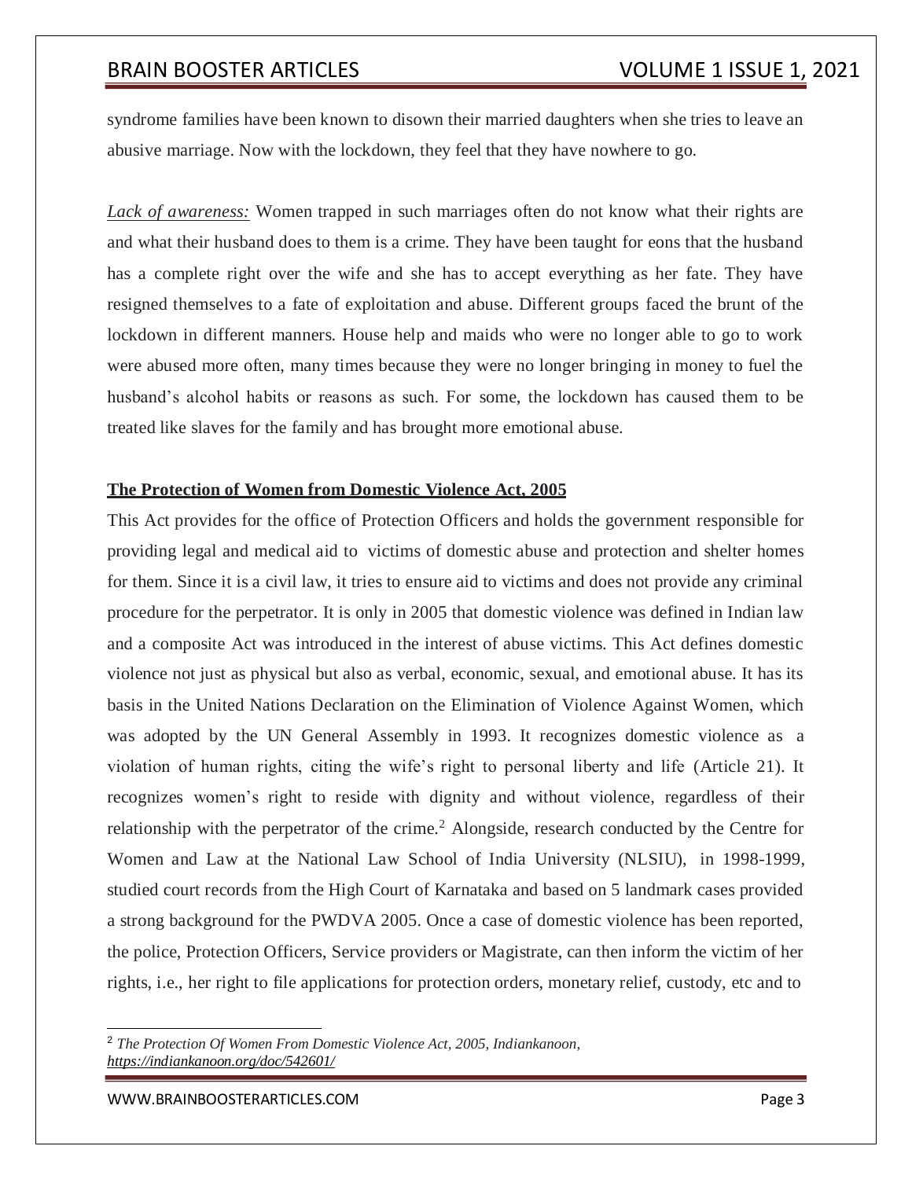syndrome families have been known to disown their married daughters when she tries to leave an abusive marriage. Now with the lockdown, they feel that they have nowhere to go.

*Lack of awareness:* Women trapped in such marriages often do not know what their rights are and what their husband does to them is a crime. They have been taught for eons that the husband has a complete right over the wife and she has to accept everything as her fate. They have resigned themselves to a fate of exploitation and abuse. Different groups faced the brunt of the lockdown in different manners. House help and maids who were no longer able to go to work were abused more often, many times because they were no longer bringing in money to fuel the husband's alcohol habits or reasons as such. For some, the lockdown has caused them to be treated like slaves for the family and has brought more emotional abuse.

**The Protection of Women from Domestic Violence Act, 2005**

This Act provides for the office of Protection Officers and holds the government responsible for providing legal and medical aid to victims of domestic abuse and protection and shelter homes for them. Since it is a civil law, it tries to ensure aid to victims and does not provide any criminal procedure for the perpetrator. It is only in 2005 that domestic violence was defined in Indian law and a composite Act was introduced in the interest of abuse victims. This Act defines domestic violence not just as physical but also as verbal, economic, sexual, and emotional abuse. It has its basis in the United Nations Declaration on the Elimination of Violence Against Women, which was adopted by the UN General Assembly in 1993. It recognizes domestic violence as a violation of human rights, citing the wife's right to personal liberty and life (Article 21). It recognizes women's right to reside with dignity and without violence, regardless of their relationship with the perpetrator of the crime.[2] Alongside, research conducted by the Centre for Women and Law at the National Law School of India University (NLSIU), in 1998-1999, studied court records from the High Court of Karnataka and based on 5 landmark cases provided a strong background for the PWDVA 2005. Once a case of domestic violence has been reported, the police, Protection Officers, Service providers or Magistrate, can then inform the victim of her rights, i.e., her right to file applications for protection orders, monetary relief, custody, etc and to

---

[2] *The Protection Of Women From Domestic Violence Act, 2005, Indiankanoon, https://indiankanoon.org/doc/542601/*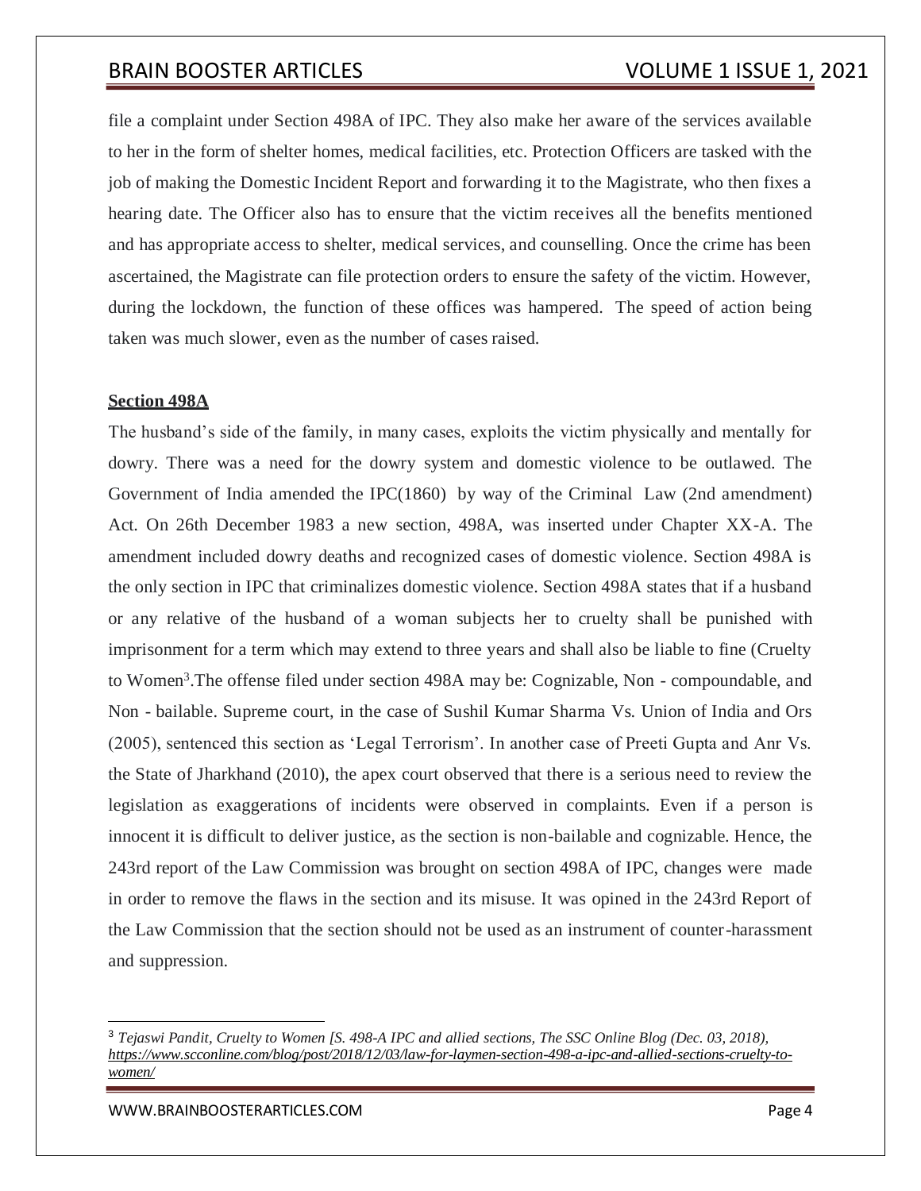file a complaint under Section 498A of IPC. They also make her aware of the services available to her in the form of shelter homes, medical facilities, etc. Protection Officers are tasked with the job of making the Domestic Incident Report and forwarding it to the Magistrate, who then fixes a hearing date. The Officer also has to ensure that the victim receives all the benefits mentioned and has appropriate access to shelter, medical services, and counselling. Once the crime has been ascertained, the Magistrate can file protection orders to ensure the safety of the victim. However, during the lockdown, the function of these offices was hampered. The speed of action being taken was much slower, even as the number of cases raised.

**Section 498A**

The husband's side of the family, in many cases, exploits the victim physically and mentally for dowry. There was a need for the dowry system and domestic violence to be outlawed. The Government of India amended the IPC(1860) by way of the Criminal Law (2nd amendment) Act. On 26th December 1983 a new section, 498A, was inserted under Chapter XX-A. The amendment included dowry deaths and recognized cases of domestic violence. Section 498A is the only section in IPC that criminalizes domestic violence. Section 498A states that if a husband or any relative of the husband of a woman subjects her to cruelty shall be punished with imprisonment for a term which may extend to three years and shall also be liable to fine (Cruelty to Women[3].The offense filed under section 498A may be: Cognizable, Non - compoundable, and Non - bailable. Supreme court, in the case of Sushil Kumar Sharma Vs. Union of India and Ors (2005), sentenced this section as 'Legal Terrorism'. In another case of Preeti Gupta and Anr Vs. the State of Jharkhand (2010), the apex court observed that there is a serious need to review the legislation as exaggerations of incidents were observed in complaints. Even if a person is innocent it is difficult to deliver justice, as the section is non-bailable and cognizable. Hence, the 243rd report of the Law Commission was brought on section 498A of IPC, changes were made in order to remove the flaws in the section and its misuse. It was opined in the 243rd Report of the Law Commission that the section should not be used as an instrument of counter-harassment and suppression.

---

[3] *Tejaswi Pandit, Cruelty to Women [S. 498-A IPC and allied sections, The SSC Online Blog (Dec. 03, 2018), https://www.scconline.com/blog/post/2018/12/03/law-for-laymen-section-498-a-ipc-and-allied-sections-cruelty-to-women/*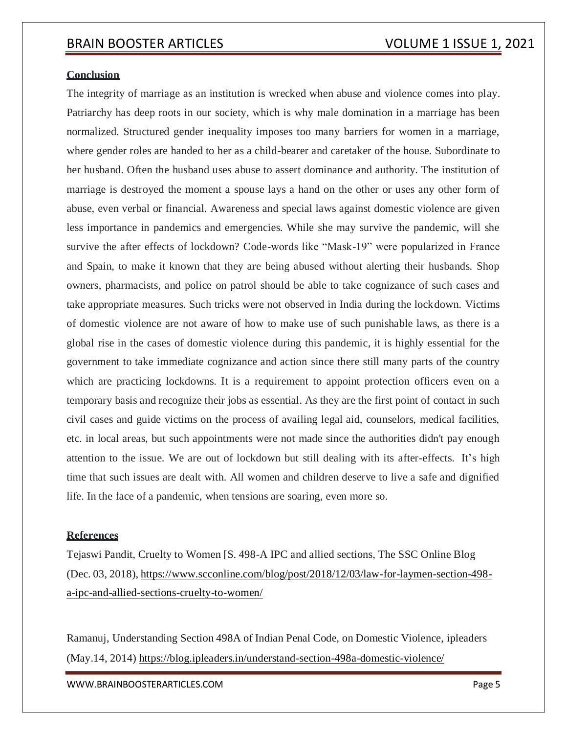## Conclusion

The integrity of marriage as an institution is wrecked when abuse and violence comes into play. Patriarchy has deep roots in our society, which is why male domination in a marriage has been normalized. Structured gender inequality imposes too many barriers for women in a marriage, where gender roles are handed to her as a child-bearer and caretaker of the house. Subordinate to her husband. Often the husband uses abuse to assert dominance and authority. The institution of marriage is destroyed the moment a spouse lays a hand on the other or uses any other form of abuse, even verbal or financial. Awareness and special laws against domestic violence are given less importance in pandemics and emergencies. While she may survive the pandemic, will she survive the after effects of lockdown? Code-words like "Mask-19" were popularized in France and Spain, to make it known that they are being abused without alerting their husbands. Shop owners, pharmacists, and police on patrol should be able to take cognizance of such cases and take appropriate measures. Such tricks were not observed in India during the lockdown. Victims of domestic violence are not aware of how to make use of such punishable laws, as there is a global rise in the cases of domestic violence during this pandemic, it is highly essential for the government to take immediate cognizance and action since there still many parts of the country which are practicing lockdowns. It is a requirement to appoint protection officers even on a temporary basis and recognize their jobs as essential. As they are the first point of contact in such civil cases and guide victims on the process of availing legal aid, counselors, medical facilities, etc. in local areas, but such appointments were not made since the authorities didn't pay enough attention to the issue. We are out of lockdown but still dealing with its after-effects. It's high time that such issues are dealt with. All women and children deserve to live a safe and dignified life. In the face of a pandemic, when tensions are soaring, even more so.

## References

Tejaswi Pandit, Cruelty to Women [S. 498-A IPC and allied sections, The SSC Online Blog (Dec. 03, 2018), https://www.scconline.com/blog/post/2018/12/03/law-for-laymen-section-498-a-ipc-and-allied-sections-cruelty-to-women/

Ramanuj, Understanding Section 498A of Indian Penal Code, on Domestic Violence, ipleaders (May.14, 2014) https://blog.ipleaders.in/understand-section-498a-domestic-violence/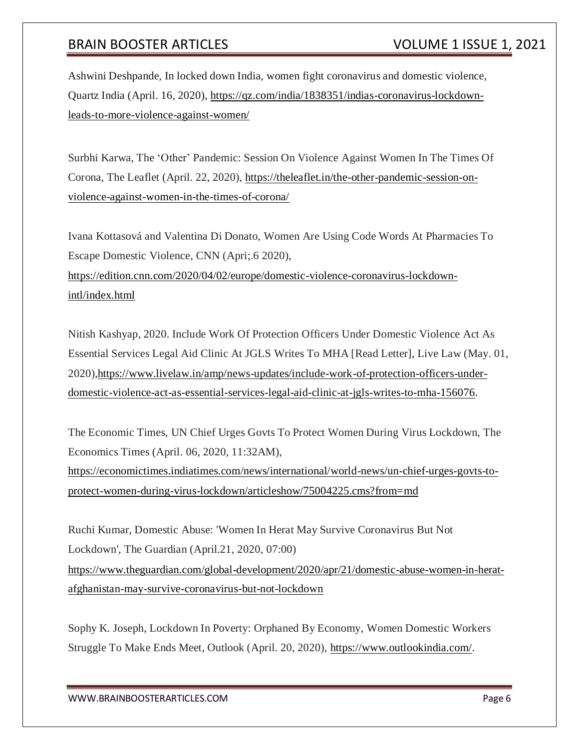Ashwini Deshpande, In locked down India, women fight coronavirus and domestic violence, Quartz India (April. 16, 2020), https://qz.com/india/1838351/indias-coronavirus-lockdown-leads-to-more-violence-against-women/

Surbhi Karwa, The 'Other' Pandemic: Session On Violence Against Women In The Times Of Corona, The Leaflet (April. 22, 2020), https://theleaflet.in/the-other-pandemic-session-on-violence-against-women-in-the-times-of-corona/

Ivana Kottasová and Valentina Di Donato, Women Are Using Code Words At Pharmacies To Escape Domestic Violence, CNN (Apri;.6 2020), https://edition.cnn.com/2020/04/02/europe/domestic-violence-coronavirus-lockdown-intl/index.html

Nitish Kashyap, 2020. Include Work Of Protection Officers Under Domestic Violence Act As Essential Services Legal Aid Clinic At JGLS Writes To MHA [Read Letter], Live Law (May. 01, 2020),https://www.livelaw.in/amp/news-updates/include-work-of-protection-officers-under-domestic-violence-act-as-essential-services-legal-aid-clinic-at-jgls-writes-to-mha-156076.

The Economic Times, UN Chief Urges Govts To Protect Women During Virus Lockdown, The Economics Times (April. 06, 2020, 11:32AM), https://economictimes.indiatimes.com/news/international/world-news/un-chief-urges-govts-to-protect-women-during-virus-lockdown/articleshow/75004225.cms?from=md

Ruchi Kumar, Domestic Abuse: 'Women In Herat May Survive Coronavirus But Not Lockdown', The Guardian (April.21, 2020, 07:00) https://www.theguardian.com/global-development/2020/apr/21/domestic-abuse-women-in-herat-afghanistan-may-survive-coronavirus-but-not-lockdown

Sophy K. Joseph, Lockdown In Poverty: Orphaned By Economy, Women Domestic Workers Struggle To Make Ends Meet, Outlook (April. 20, 2020), https://www.outlookindia.com/.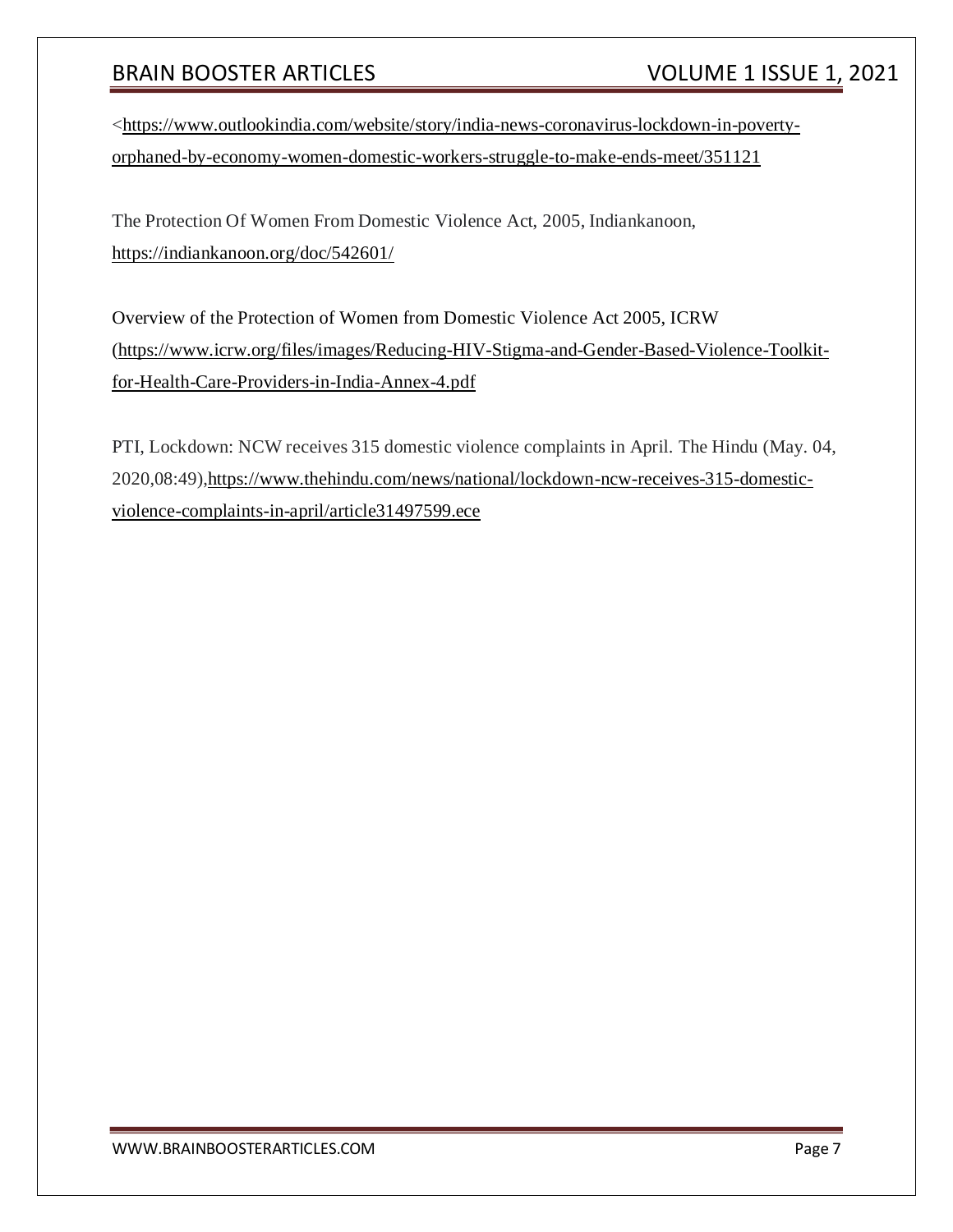<https://www.outlookindia.com/website/story/india-news-coronavirus-lockdown-in-poverty-orphaned-by-economy-women-domestic-workers-struggle-to-make-ends-meet/351121

The Protection Of Women From Domestic Violence Act, 2005, Indiankanoon, https://indiankanoon.org/doc/542601/

Overview of the Protection of Women from Domestic Violence Act 2005, ICRW (https://www.icrw.org/files/images/Reducing-HIV-Stigma-and-Gender-Based-Violence-Toolkit-for-Health-Care-Providers-in-India-Annex-4.pdf

PTI, Lockdown: NCW receives 315 domestic violence complaints in April. The Hindu (May. 04, 2020,08:49),https://www.thehindu.com/news/national/lockdown-ncw-receives-315-domestic-violence-complaints-in-april/article31497599.ece